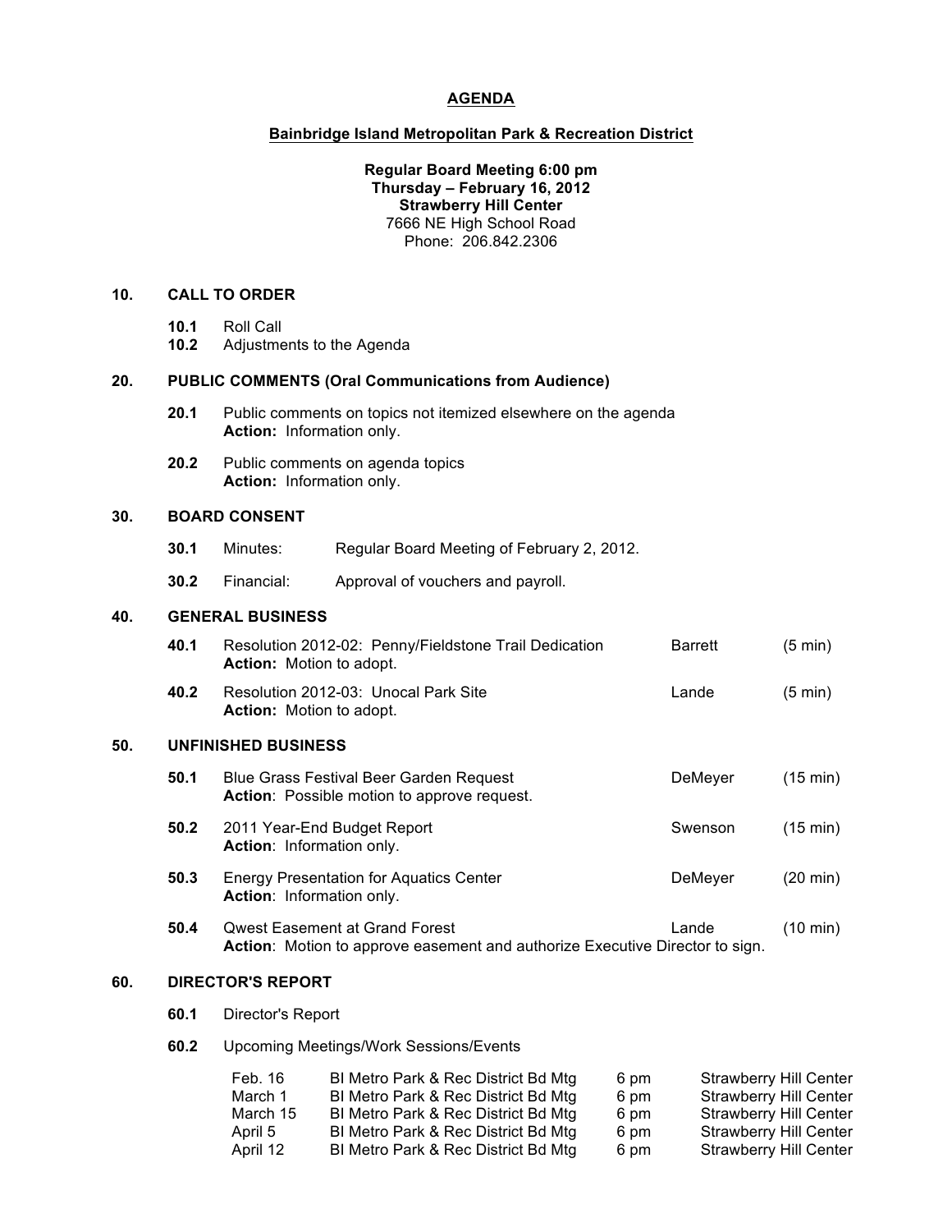# AGENDA

## Bainbridge Island Metropolitan Park & Recreation District

**Regular Board Meeting 6:00 pm**
**Thursday – February 16, 2012**
**Strawberry Hill Center**
7666 NE High School Road
Phone: 206.842.2306

### 10. CALL TO ORDER

- **10.1** Roll Call
- **10.2** Adjustments to the Agenda

### 20. PUBLIC COMMENTS (Oral Communications from Audience)

- **20.1** Public comments on topics not itemized elsewhere on the agenda
  **Action:** Information only.
- **20.2** Public comments on agenda topics
  **Action:** Information only.

### 30. BOARD CONSENT

- **30.1** Minutes: Regular Board Meeting of February 2, 2012.
- **30.2** Financial: Approval of vouchers and payroll.

### 40. GENERAL BUSINESS

| | Item | Presenter | Time |
|---|---|---|---|
| **40.1** | Resolution 2012-02: Penny/Fieldstone Trail Dedication<br>**Action:** Motion to adopt. | Barrett | (5 min) |
| **40.2** | Resolution 2012-03: Unocal Park Site<br>**Action:** Motion to adopt. | Lande | (5 min) |

### 50. UNFINISHED BUSINESS

| | Item | Presenter | Time |
|---|---|---|---|
| **50.1** | Blue Grass Festival Beer Garden Request<br>**Action**: Possible motion to approve request. | DeMeyer | (15 min) |
| **50.2** | 2011 Year-End Budget Report<br>**Action**: Information only. | Swenson | (15 min) |
| **50.3** | Energy Presentation for Aquatics Center<br>**Action**: Information only. | DeMeyer | (20 min) |
| **50.4** | Qwest Easement at Grand Forest<br>**Action**: Motion to approve easement and authorize Executive Director to sign. | Lande | (10 min) |

### 60. DIRECTOR'S REPORT

- **60.1** Director's Report
- **60.2** Upcoming Meetings/Work Sessions/Events

| Date | Meeting | Time | Location |
|---|---|---|---|
| Feb. 16 | BI Metro Park & Rec District Bd Mtg | 6 pm | Strawberry Hill Center |
| March 1 | BI Metro Park & Rec District Bd Mtg | 6 pm | Strawberry Hill Center |
| March 15 | BI Metro Park & Rec District Bd Mtg | 6 pm | Strawberry Hill Center |
| April 5 | BI Metro Park & Rec District Bd Mtg | 6 pm | Strawberry Hill Center |
| April 12 | BI Metro Park & Rec District Bd Mtg | 6 pm | Strawberry Hill Center |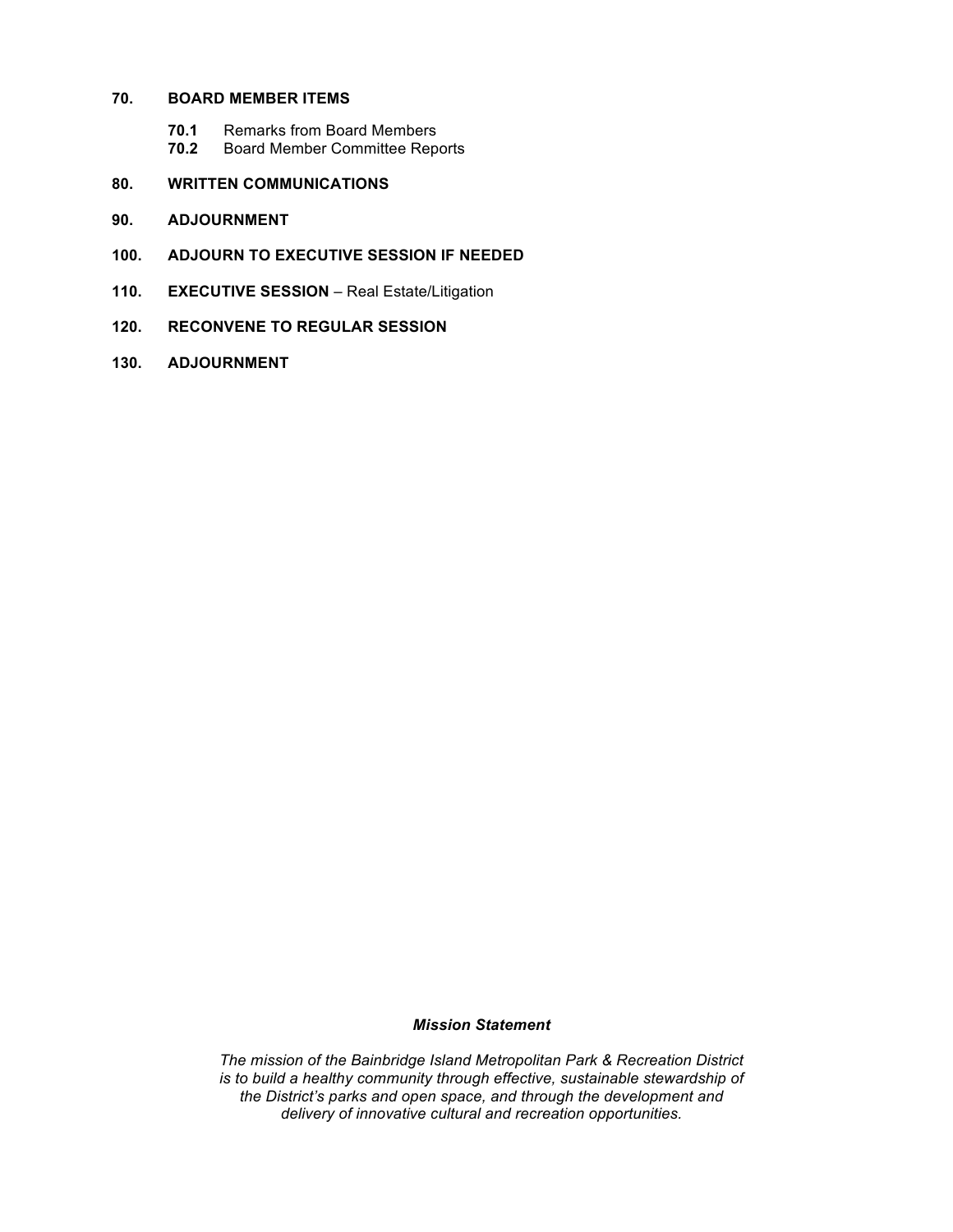**70. BOARD MEMBER ITEMS**

- **70.1** Remarks from Board Members
- **70.2** Board Member Committee Reports

**80. WRITTEN COMMUNICATIONS**

**90. ADJOURNMENT**

**100. ADJOURN TO EXECUTIVE SESSION IF NEEDED**

**110. EXECUTIVE SESSION** – Real Estate/Litigation

**120. RECONVENE TO REGULAR SESSION**

**130. ADJOURNMENT**

***Mission Statement***

*The mission of the Bainbridge Island Metropolitan Park & Recreation District is to build a healthy community through effective, sustainable stewardship of the District's parks and open space, and through the development and delivery of innovative cultural and recreation opportunities.*